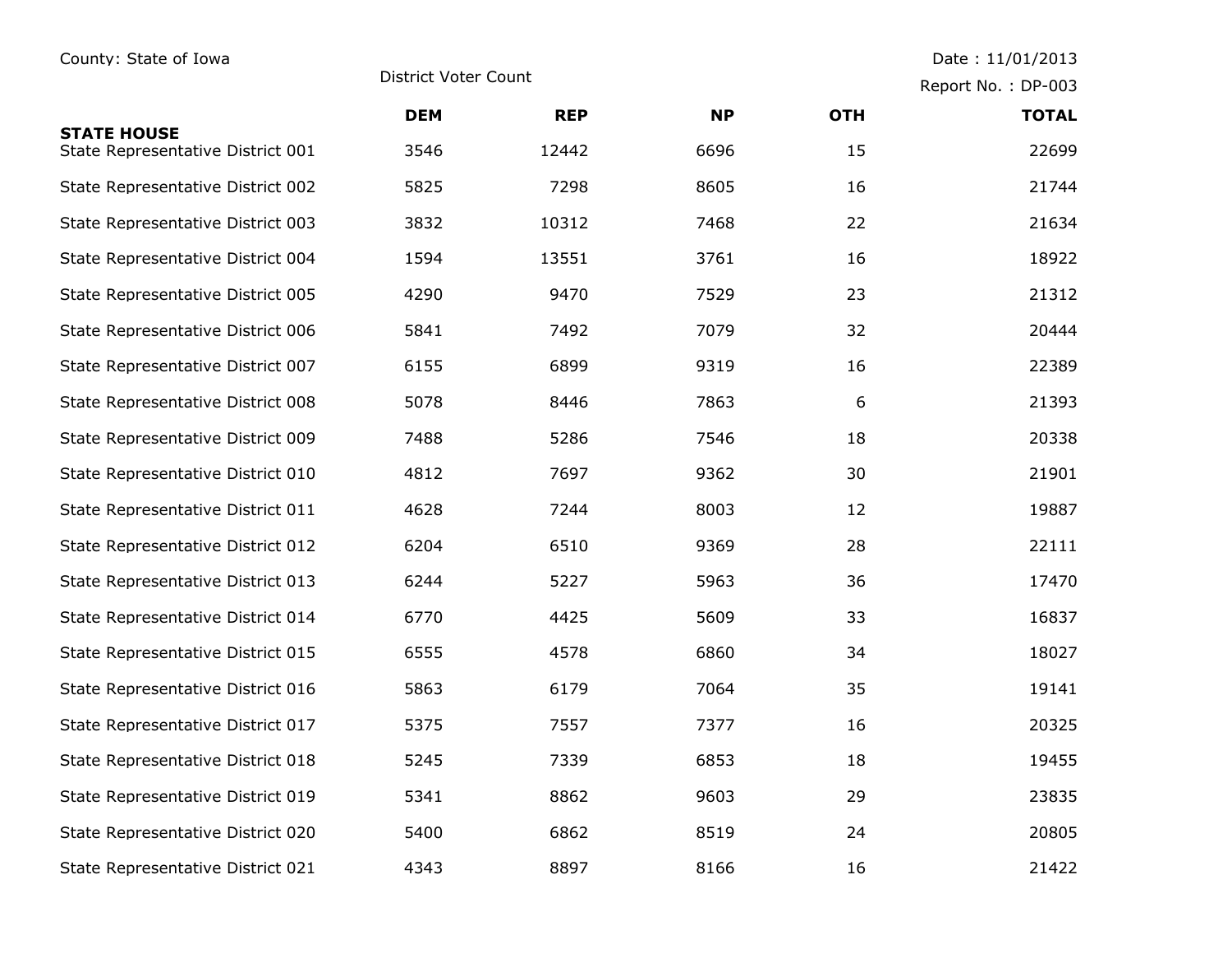County: State of Iowa

District Voter Count

Date : 11/01/2013

Report No. : DP-003

| | DEM | REP | NP | OTH | TOTAL |
|---|---|---|---|---|---|
| **STATE HOUSE** | | | | | |
| State Representative District 001 | 3546 | 12442 | 6696 | 15 | 22699 |
| State Representative District 002 | 5825 | 7298 | 8605 | 16 | 21744 |
| State Representative District 003 | 3832 | 10312 | 7468 | 22 | 21634 |
| State Representative District 004 | 1594 | 13551 | 3761 | 16 | 18922 |
| State Representative District 005 | 4290 | 9470 | 7529 | 23 | 21312 |
| State Representative District 006 | 5841 | 7492 | 7079 | 32 | 20444 |
| State Representative District 007 | 6155 | 6899 | 9319 | 16 | 22389 |
| State Representative District 008 | 5078 | 8446 | 7863 | 6 | 21393 |
| State Representative District 009 | 7488 | 5286 | 7546 | 18 | 20338 |
| State Representative District 010 | 4812 | 7697 | 9362 | 30 | 21901 |
| State Representative District 011 | 4628 | 7244 | 8003 | 12 | 19887 |
| State Representative District 012 | 6204 | 6510 | 9369 | 28 | 22111 |
| State Representative District 013 | 6244 | 5227 | 5963 | 36 | 17470 |
| State Representative District 014 | 6770 | 4425 | 5609 | 33 | 16837 |
| State Representative District 015 | 6555 | 4578 | 6860 | 34 | 18027 |
| State Representative District 016 | 5863 | 6179 | 7064 | 35 | 19141 |
| State Representative District 017 | 5375 | 7557 | 7377 | 16 | 20325 |
| State Representative District 018 | 5245 | 7339 | 6853 | 18 | 19455 |
| State Representative District 019 | 5341 | 8862 | 9603 | 29 | 23835 |
| State Representative District 020 | 5400 | 6862 | 8519 | 24 | 20805 |
| State Representative District 021 | 4343 | 8897 | 8166 | 16 | 21422 |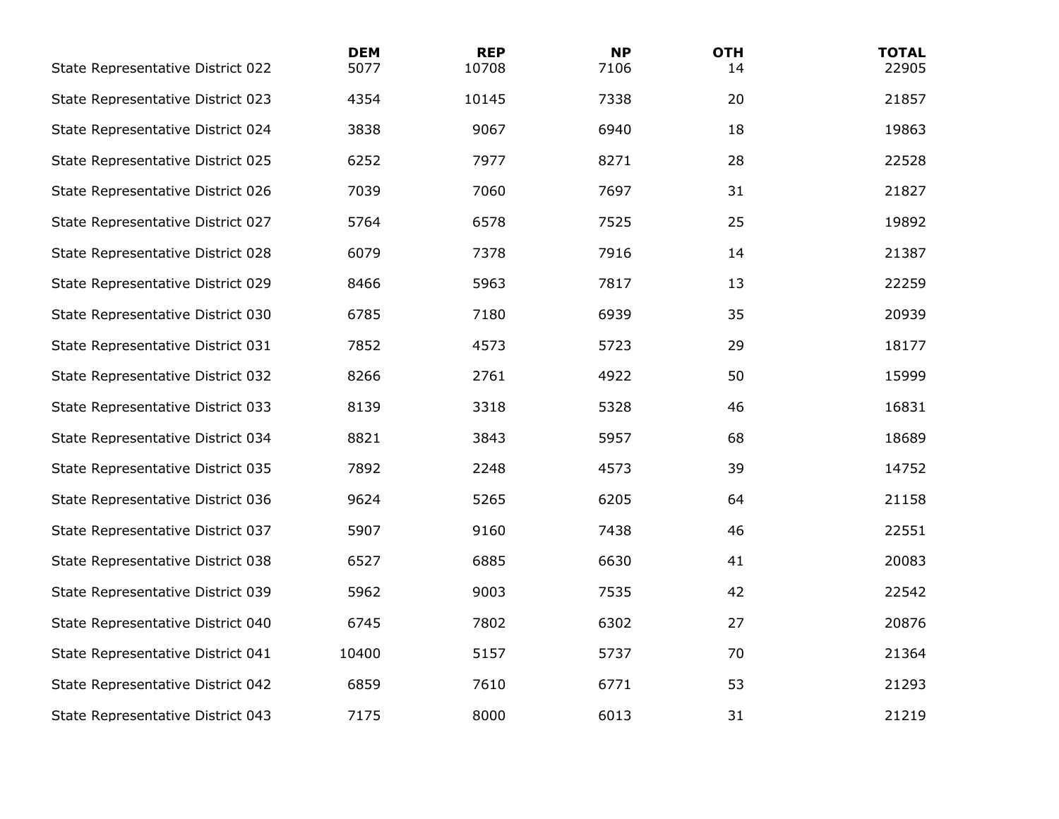| | DEM | REP | NP | OTH | TOTAL |
|---|---|---|---|---|---|
| State Representative District 022 | 5077 | 10708 | 7106 | 14 | 22905 |
| State Representative District 023 | 4354 | 10145 | 7338 | 20 | 21857 |
| State Representative District 024 | 3838 | 9067 | 6940 | 18 | 19863 |
| State Representative District 025 | 6252 | 7977 | 8271 | 28 | 22528 |
| State Representative District 026 | 7039 | 7060 | 7697 | 31 | 21827 |
| State Representative District 027 | 5764 | 6578 | 7525 | 25 | 19892 |
| State Representative District 028 | 6079 | 7378 | 7916 | 14 | 21387 |
| State Representative District 029 | 8466 | 5963 | 7817 | 13 | 22259 |
| State Representative District 030 | 6785 | 7180 | 6939 | 35 | 20939 |
| State Representative District 031 | 7852 | 4573 | 5723 | 29 | 18177 |
| State Representative District 032 | 8266 | 2761 | 4922 | 50 | 15999 |
| State Representative District 033 | 8139 | 3318 | 5328 | 46 | 16831 |
| State Representative District 034 | 8821 | 3843 | 5957 | 68 | 18689 |
| State Representative District 035 | 7892 | 2248 | 4573 | 39 | 14752 |
| State Representative District 036 | 9624 | 5265 | 6205 | 64 | 21158 |
| State Representative District 037 | 5907 | 9160 | 7438 | 46 | 22551 |
| State Representative District 038 | 6527 | 6885 | 6630 | 41 | 20083 |
| State Representative District 039 | 5962 | 9003 | 7535 | 42 | 22542 |
| State Representative District 040 | 6745 | 7802 | 6302 | 27 | 20876 |
| State Representative District 041 | 10400 | 5157 | 5737 | 70 | 21364 |
| State Representative District 042 | 6859 | 7610 | 6771 | 53 | 21293 |
| State Representative District 043 | 7175 | 8000 | 6013 | 31 | 21219 |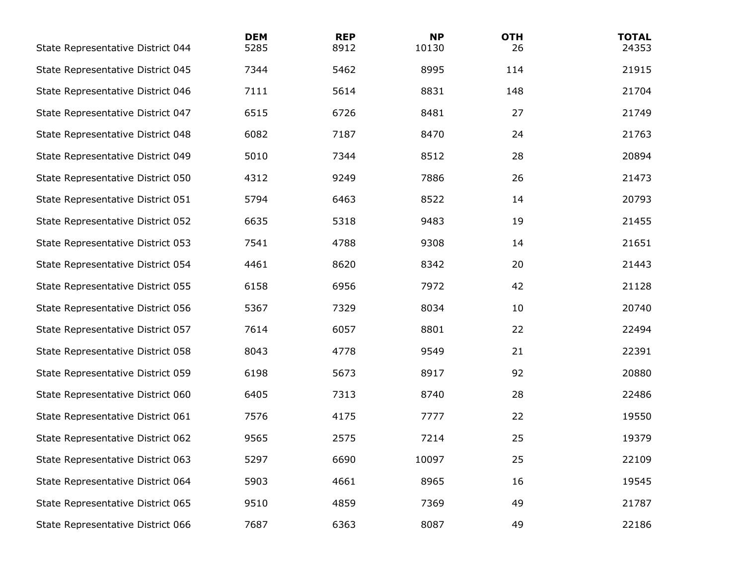| | DEM | REP | NP | OTH | TOTAL |
|---|---|---|---|---|---|
| State Representative District 044 | 5285 | 8912 | 10130 | 26 | 24353 |
| State Representative District 045 | 7344 | 5462 | 8995 | 114 | 21915 |
| State Representative District 046 | 7111 | 5614 | 8831 | 148 | 21704 |
| State Representative District 047 | 6515 | 6726 | 8481 | 27 | 21749 |
| State Representative District 048 | 6082 | 7187 | 8470 | 24 | 21763 |
| State Representative District 049 | 5010 | 7344 | 8512 | 28 | 20894 |
| State Representative District 050 | 4312 | 9249 | 7886 | 26 | 21473 |
| State Representative District 051 | 5794 | 6463 | 8522 | 14 | 20793 |
| State Representative District 052 | 6635 | 5318 | 9483 | 19 | 21455 |
| State Representative District 053 | 7541 | 4788 | 9308 | 14 | 21651 |
| State Representative District 054 | 4461 | 8620 | 8342 | 20 | 21443 |
| State Representative District 055 | 6158 | 6956 | 7972 | 42 | 21128 |
| State Representative District 056 | 5367 | 7329 | 8034 | 10 | 20740 |
| State Representative District 057 | 7614 | 6057 | 8801 | 22 | 22494 |
| State Representative District 058 | 8043 | 4778 | 9549 | 21 | 22391 |
| State Representative District 059 | 6198 | 5673 | 8917 | 92 | 20880 |
| State Representative District 060 | 6405 | 7313 | 8740 | 28 | 22486 |
| State Representative District 061 | 7576 | 4175 | 7777 | 22 | 19550 |
| State Representative District 062 | 9565 | 2575 | 7214 | 25 | 19379 |
| State Representative District 063 | 5297 | 6690 | 10097 | 25 | 22109 |
| State Representative District 064 | 5903 | 4661 | 8965 | 16 | 19545 |
| State Representative District 065 | 9510 | 4859 | 7369 | 49 | 21787 |
| State Representative District 066 | 7687 | 6363 | 8087 | 49 | 22186 |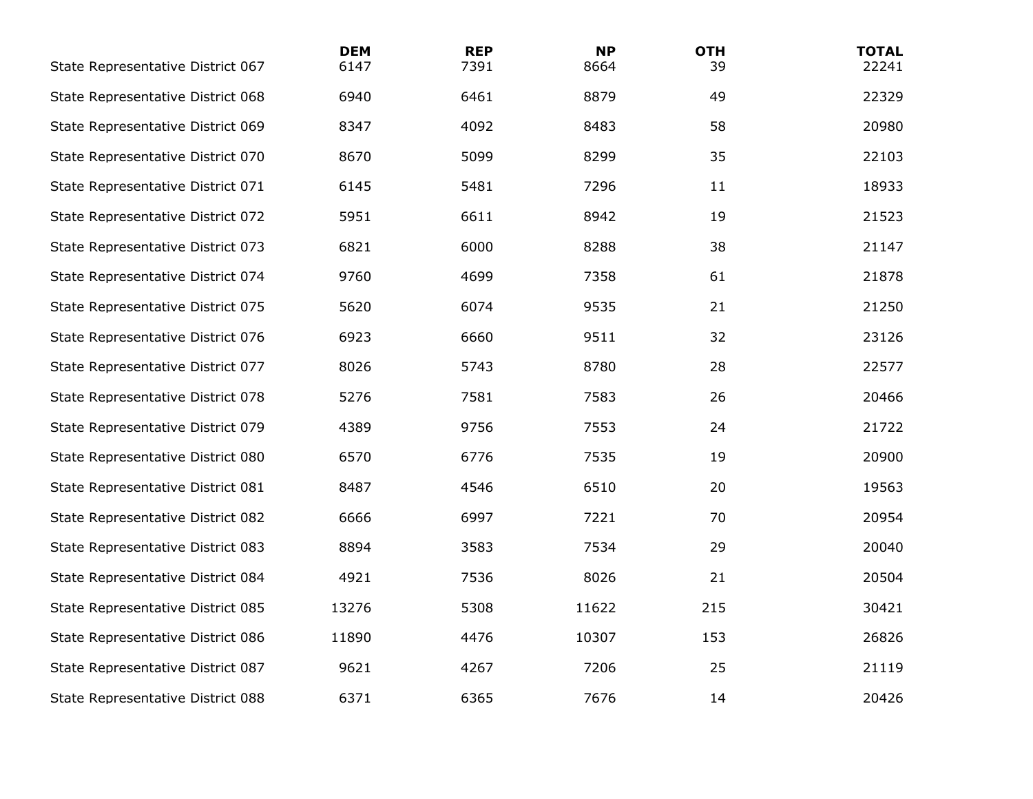| | DEM | REP | NP | OTH | TOTAL |
|---|---|---|---|---|---|
| State Representative District 067 | 6147 | 7391 | 8664 | 39 | 22241 |
| State Representative District 068 | 6940 | 6461 | 8879 | 49 | 22329 |
| State Representative District 069 | 8347 | 4092 | 8483 | 58 | 20980 |
| State Representative District 070 | 8670 | 5099 | 8299 | 35 | 22103 |
| State Representative District 071 | 6145 | 5481 | 7296 | 11 | 18933 |
| State Representative District 072 | 5951 | 6611 | 8942 | 19 | 21523 |
| State Representative District 073 | 6821 | 6000 | 8288 | 38 | 21147 |
| State Representative District 074 | 9760 | 4699 | 7358 | 61 | 21878 |
| State Representative District 075 | 5620 | 6074 | 9535 | 21 | 21250 |
| State Representative District 076 | 6923 | 6660 | 9511 | 32 | 23126 |
| State Representative District 077 | 8026 | 5743 | 8780 | 28 | 22577 |
| State Representative District 078 | 5276 | 7581 | 7583 | 26 | 20466 |
| State Representative District 079 | 4389 | 9756 | 7553 | 24 | 21722 |
| State Representative District 080 | 6570 | 6776 | 7535 | 19 | 20900 |
| State Representative District 081 | 8487 | 4546 | 6510 | 20 | 19563 |
| State Representative District 082 | 6666 | 6997 | 7221 | 70 | 20954 |
| State Representative District 083 | 8894 | 3583 | 7534 | 29 | 20040 |
| State Representative District 084 | 4921 | 7536 | 8026 | 21 | 20504 |
| State Representative District 085 | 13276 | 5308 | 11622 | 215 | 30421 |
| State Representative District 086 | 11890 | 4476 | 10307 | 153 | 26826 |
| State Representative District 087 | 9621 | 4267 | 7206 | 25 | 21119 |
| State Representative District 088 | 6371 | 6365 | 7676 | 14 | 20426 |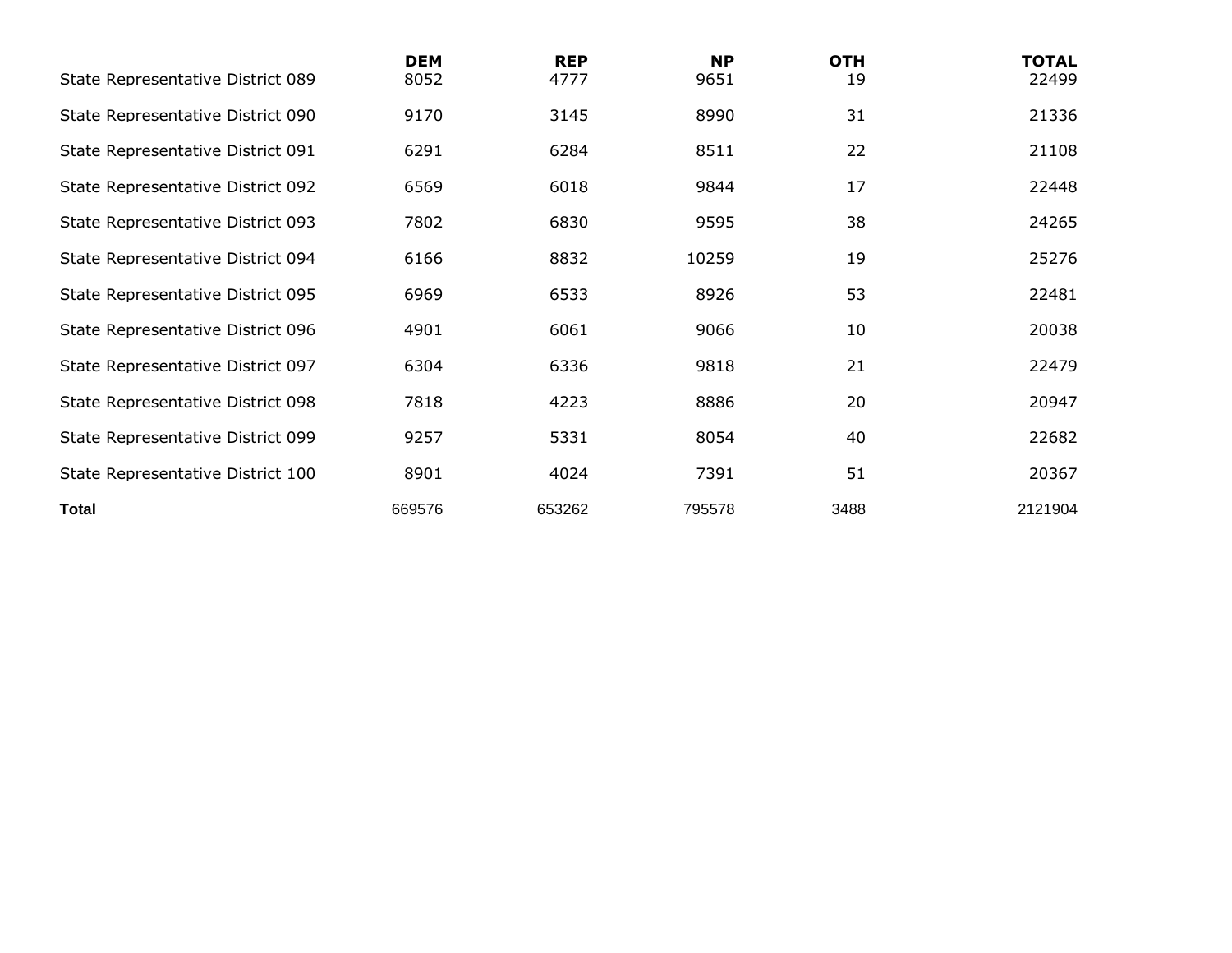| | DEM | REP | NP | OTH | TOTAL |
|---|---|---|---|---|---|
| State Representative District 089 | 8052 | 4777 | 9651 | 19 | 22499 |
| State Representative District 090 | 9170 | 3145 | 8990 | 31 | 21336 |
| State Representative District 091 | 6291 | 6284 | 8511 | 22 | 21108 |
| State Representative District 092 | 6569 | 6018 | 9844 | 17 | 22448 |
| State Representative District 093 | 7802 | 6830 | 9595 | 38 | 24265 |
| State Representative District 094 | 6166 | 8832 | 10259 | 19 | 25276 |
| State Representative District 095 | 6969 | 6533 | 8926 | 53 | 22481 |
| State Representative District 096 | 4901 | 6061 | 9066 | 10 | 20038 |
| State Representative District 097 | 6304 | 6336 | 9818 | 21 | 22479 |
| State Representative District 098 | 7818 | 4223 | 8886 | 20 | 20947 |
| State Representative District 099 | 9257 | 5331 | 8054 | 40 | 22682 |
| State Representative District 100 | 8901 | 4024 | 7391 | 51 | 20367 |
| **Total** | 669576 | 653262 | 795578 | 3488 | 2121904 |